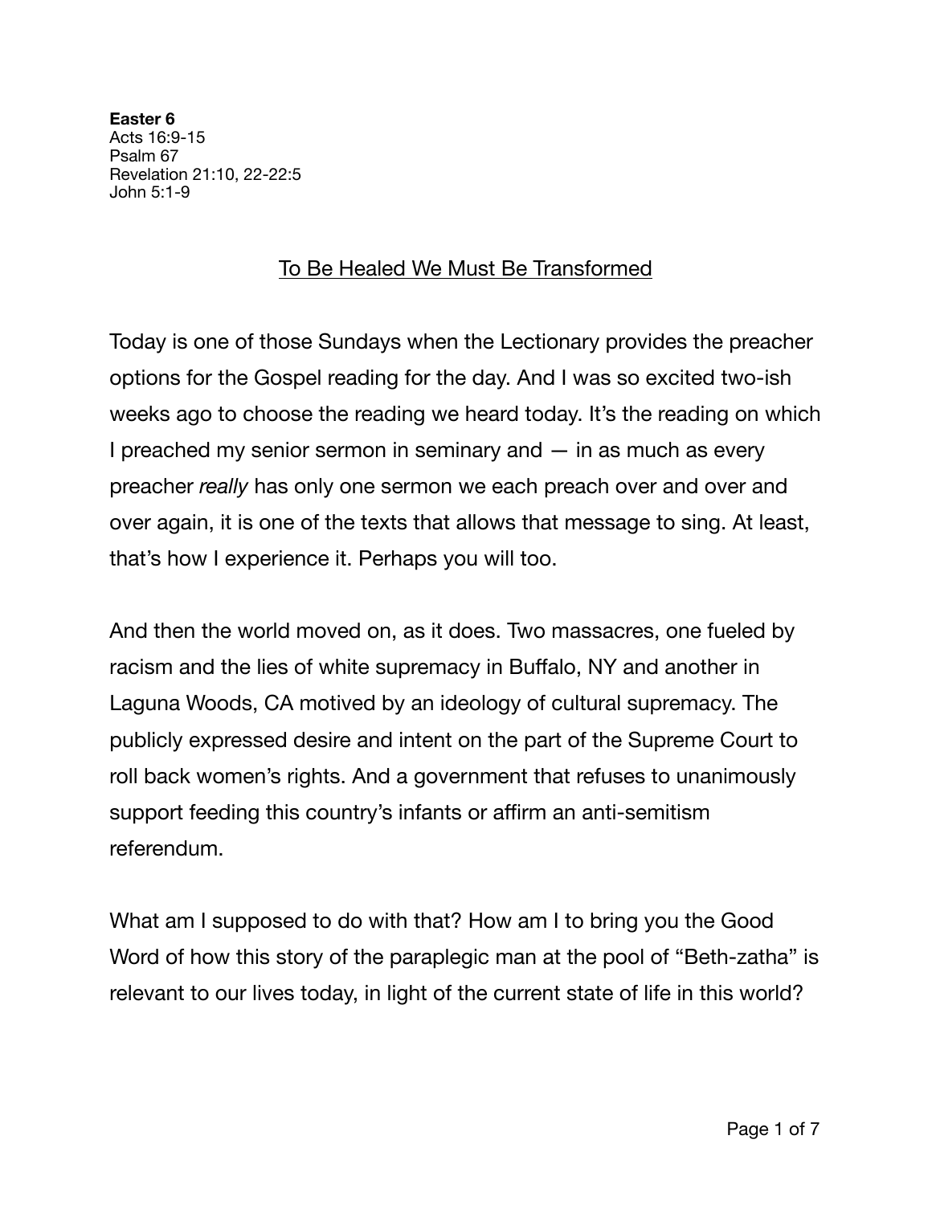**Easter 6**
Acts 16:9-15
Psalm 67
Revelation 21:10, 22-22:5
John 5:1-9

# To Be Healed We Must Be Transformed

Today is one of those Sundays when the Lectionary provides the preacher options for the Gospel reading for the day. And I was so excited two-ish weeks ago to choose the reading we heard today. It's the reading on which I preached my senior sermon in seminary and — in as much as every preacher *really* has only one sermon we each preach over and over and over again, it is one of the texts that allows that message to sing. At least, that's how I experience it. Perhaps you will too.

And then the world moved on, as it does. Two massacres, one fueled by racism and the lies of white supremacy in Buffalo, NY and another in Laguna Woods, CA motived by an ideology of cultural supremacy. The publicly expressed desire and intent on the part of the Supreme Court to roll back women's rights. And a government that refuses to unanimously support feeding this country's infants or affirm an anti-semitism referendum.

What am I supposed to do with that? How am I to bring you the Good Word of how this story of the paraplegic man at the pool of "Beth-zatha" is relevant to our lives today, in light of the current state of life in this world?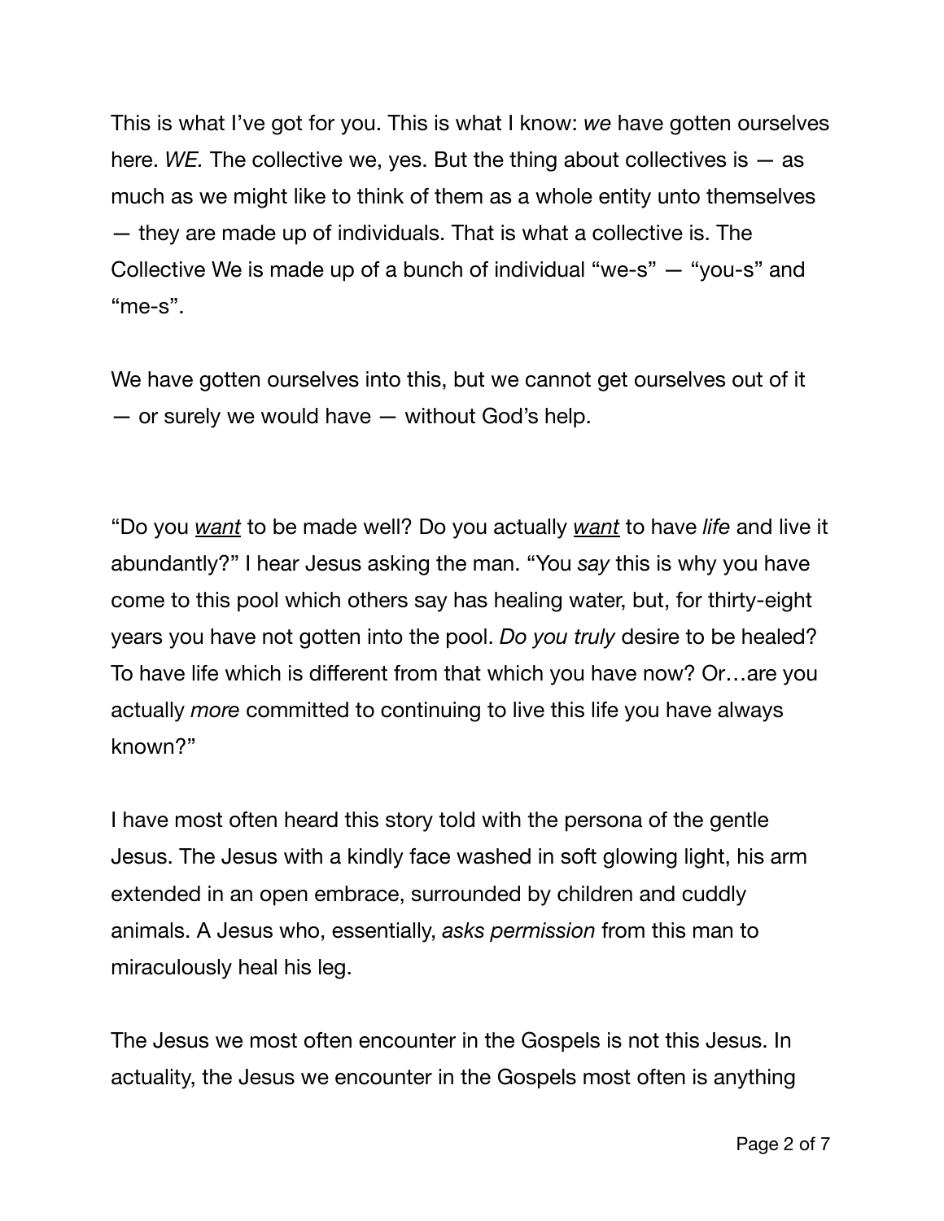This is what I've got for you. This is what I know: *we* have gotten ourselves here. *WE.* The collective we, yes. But the thing about collectives is — as much as we might like to think of them as a whole entity unto themselves — they are made up of individuals. That is what a collective is. The Collective We is made up of a bunch of individual "we-s" — "you-s" and "me-s".

We have gotten ourselves into this, but we cannot get ourselves out of it — or surely we would have — without God's help.

"Do you <u>*want*</u> to be made well? Do you actually <u>*want*</u> to have *life* and live it abundantly?" I hear Jesus asking the man. "You *say* this is why you have come to this pool which others say has healing water, but, for thirty-eight years you have not gotten into the pool. *Do you truly* desire to be healed? To have life which is different from that which you have now? Or…are you actually *more* committed to continuing to live this life you have always known?"

I have most often heard this story told with the persona of the gentle Jesus. The Jesus with a kindly face washed in soft glowing light, his arm extended in an open embrace, surrounded by children and cuddly animals. A Jesus who, essentially, *asks permission* from this man to miraculously heal his leg.

The Jesus we most often encounter in the Gospels is not this Jesus. In actuality, the Jesus we encounter in the Gospels most often is anything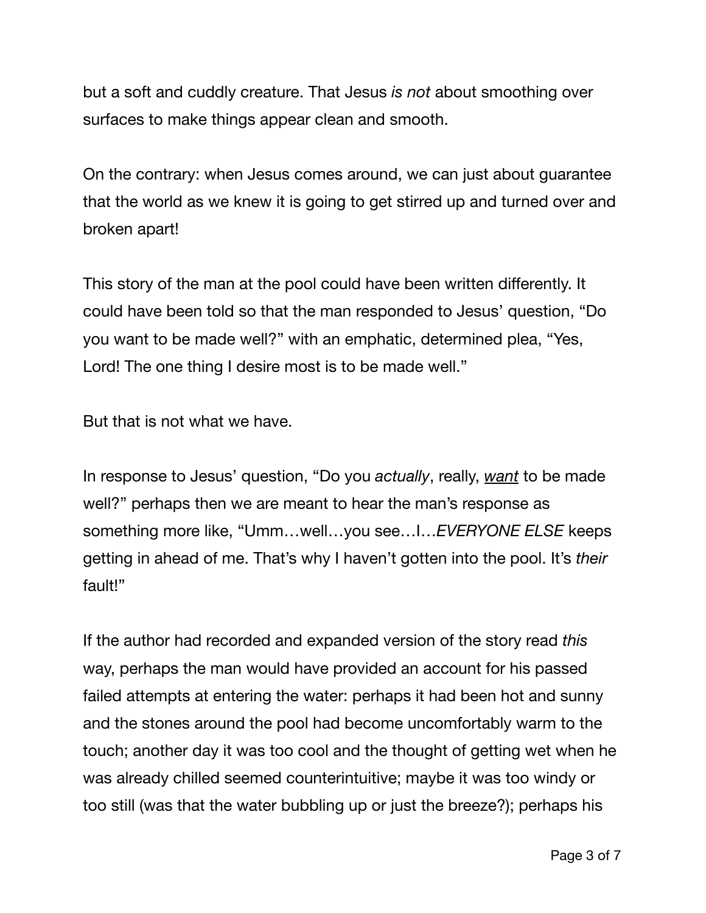but a soft and cuddly creature. That Jesus *is not* about smoothing over surfaces to make things appear clean and smooth.

On the contrary: when Jesus comes around, we can just about guarantee that the world as we knew it is going to get stirred up and turned over and broken apart!

This story of the man at the pool could have been written differently. It could have been told so that the man responded to Jesus' question, "Do you want to be made well?" with an emphatic, determined plea, "Yes, Lord! The one thing I desire most is to be made well."

But that is not what we have.

In response to Jesus' question, "Do you *actually*, really, <u>*want*</u> to be made well?" perhaps then we are meant to hear the man's response as something more like, "Umm…well…you see…I…*EVERYONE ELSE* keeps getting in ahead of me. That's why I haven't gotten into the pool. It's *their* fault!"

If the author had recorded and expanded version of the story read *this* way, perhaps the man would have provided an account for his passed failed attempts at entering the water: perhaps it had been hot and sunny and the stones around the pool had become uncomfortably warm to the touch; another day it was too cool and the thought of getting wet when he was already chilled seemed counterintuitive; maybe it was too windy or too still (was that the water bubbling up or just the breeze?); perhaps his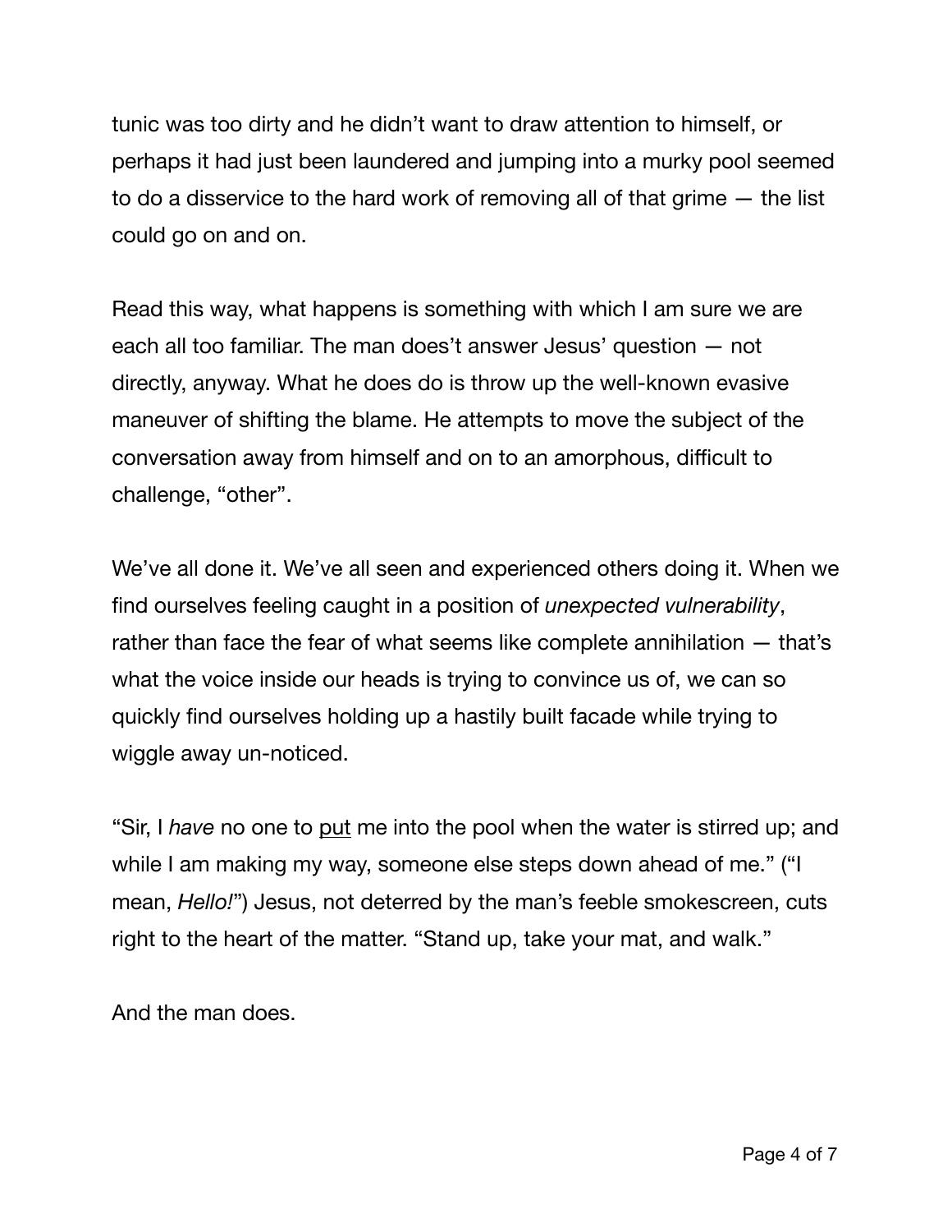tunic was too dirty and he didn't want to draw attention to himself, or perhaps it had just been laundered and jumping into a murky pool seemed to do a disservice to the hard work of removing all of that grime — the list could go on and on.

Read this way, what happens is something with which I am sure we are each all too familiar. The man does't answer Jesus' question — not directly, anyway. What he does do is throw up the well-known evasive maneuver of shifting the blame. He attempts to move the subject of the conversation away from himself and on to an amorphous, difficult to challenge, "other".

We've all done it. We've all seen and experienced others doing it. When we find ourselves feeling caught in a position of *unexpected vulnerability*, rather than face the fear of what seems like complete annihilation — that's what the voice inside our heads is trying to convince us of, we can so quickly find ourselves holding up a hastily built facade while trying to wiggle away un-noticed.

"Sir, I *have* no one to <u>put</u> me into the pool when the water is stirred up; and while I am making my way, someone else steps down ahead of me." ("I mean, *Hello!*") Jesus, not deterred by the man's feeble smokescreen, cuts right to the heart of the matter. "Stand up, take your mat, and walk."

And the man does.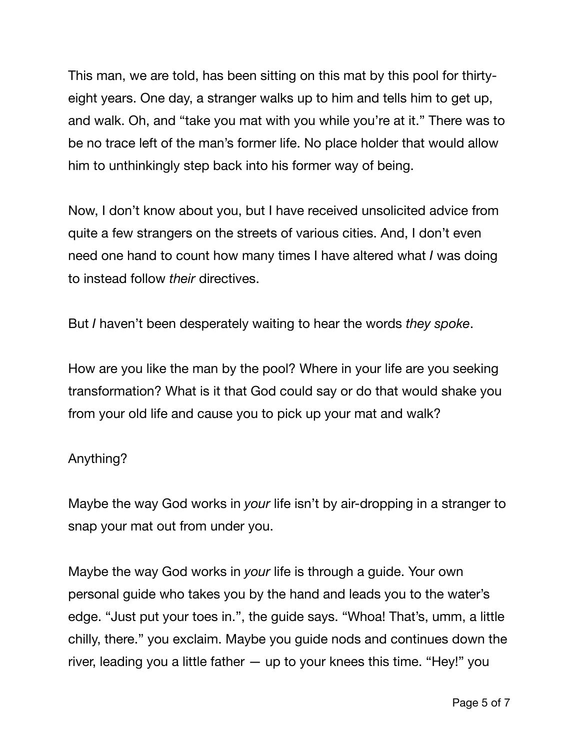This man, we are told, has been sitting on this mat by this pool for thirty-eight years. One day, a stranger walks up to him and tells him to get up, and walk. Oh, and "take you mat with you while you're at it." There was to be no trace left of the man's former life. No place holder that would allow him to unthinkingly step back into his former way of being.

Now, I don't know about you, but I have received unsolicited advice from quite a few strangers on the streets of various cities. And, I don't even need one hand to count how many times I have altered what *I* was doing to instead follow *their* directives.

But *I* haven't been desperately waiting to hear the words *they spoke*.

How are you like the man by the pool? Where in your life are you seeking transformation? What is it that God could say or do that would shake you from your old life and cause you to pick up your mat and walk?

Anything?

Maybe the way God works in *your* life isn't by air-dropping in a stranger to snap your mat out from under you.

Maybe the way God works in *your* life is through a guide. Your own personal guide who takes you by the hand and leads you to the water's edge. "Just put your toes in.", the guide says. "Whoa! That's, umm, a little chilly, there." you exclaim. Maybe you guide nods and continues down the river, leading you a little father — up to your knees this time. "Hey!" you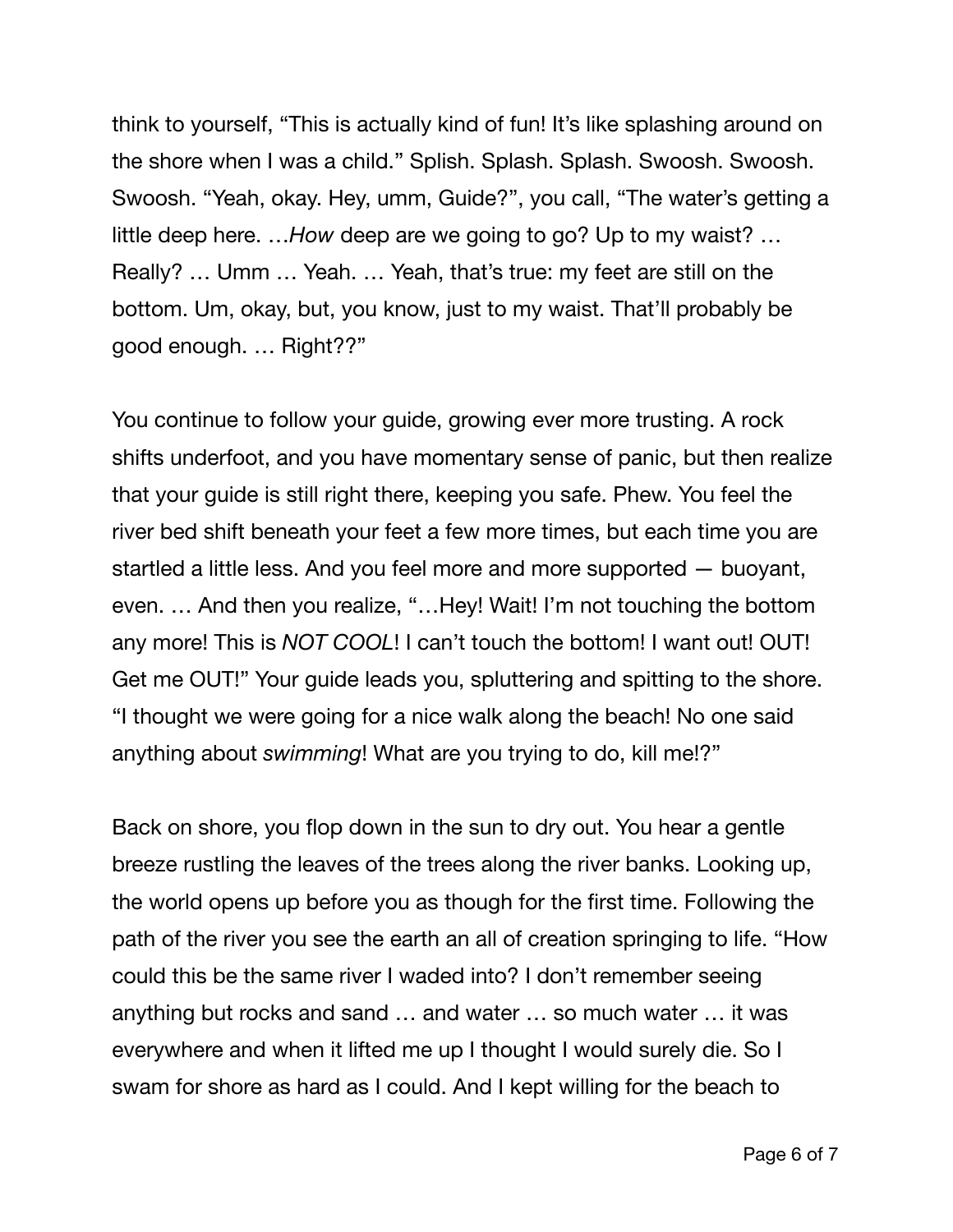think to yourself, "This is actually kind of fun! It's like splashing around on the shore when I was a child." Splish. Splash. Splash. Swoosh. Swoosh. Swoosh. "Yeah, okay. Hey, umm, Guide?", you call, "The water's getting a little deep here. …*How* deep are we going to go? Up to my waist? … Really? … Umm … Yeah. … Yeah, that's true: my feet are still on the bottom. Um, okay, but, you know, just to my waist. That'll probably be good enough. … Right??"

You continue to follow your guide, growing ever more trusting. A rock shifts underfoot, and you have momentary sense of panic, but then realize that your guide is still right there, keeping you safe. Phew. You feel the river bed shift beneath your feet a few more times, but each time you are startled a little less. And you feel more and more supported — buoyant, even. … And then you realize, "…Hey! Wait! I'm not touching the bottom any more! This is *NOT COOL*! I can't touch the bottom! I want out! OUT! Get me OUT!" Your guide leads you, spluttering and spitting to the shore. "I thought we were going for a nice walk along the beach! No one said anything about *swimming*! What are you trying to do, kill me!?"

Back on shore, you flop down in the sun to dry out. You hear a gentle breeze rustling the leaves of the trees along the river banks. Looking up, the world opens up before you as though for the first time. Following the path of the river you see the earth an all of creation springing to life. "How could this be the same river I waded into? I don't remember seeing anything but rocks and sand … and water … so much water … it was everywhere and when it lifted me up I thought I would surely die. So I swam for shore as hard as I could. And I kept willing for the beach to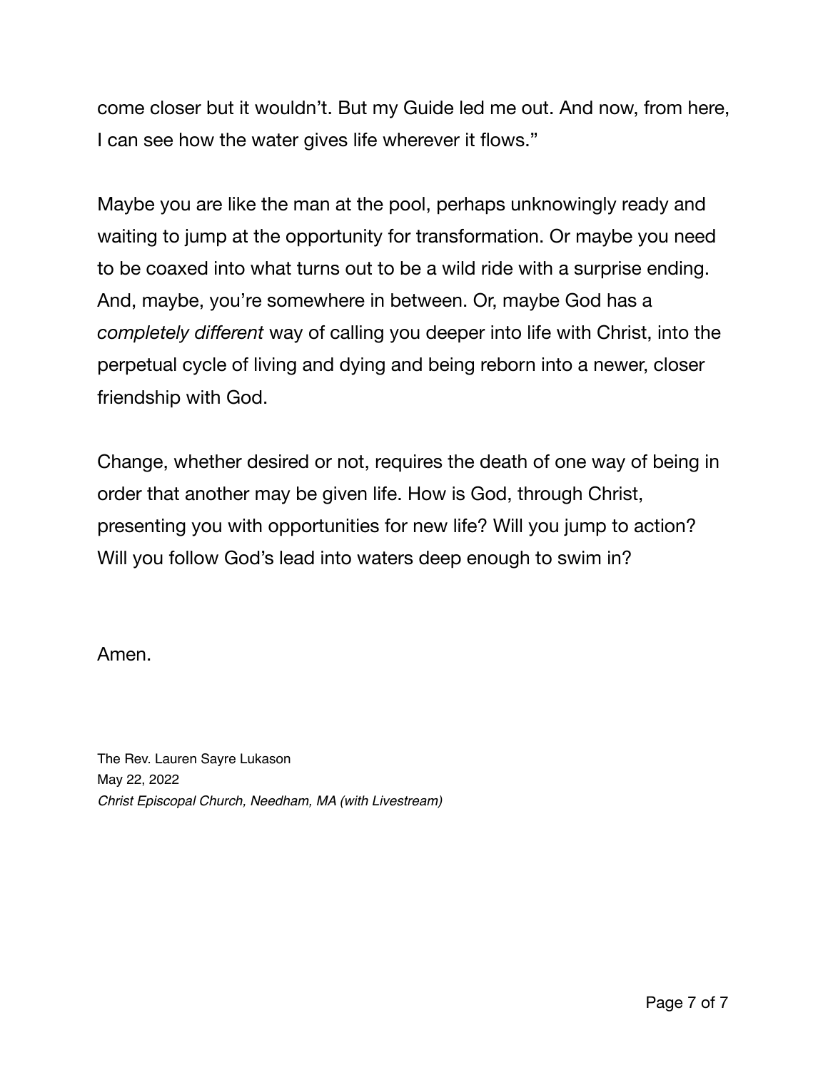come closer but it wouldn't. But my Guide led me out. And now, from here, I can see how the water gives life wherever it flows."

Maybe you are like the man at the pool, perhaps unknowingly ready and waiting to jump at the opportunity for transformation. Or maybe you need to be coaxed into what turns out to be a wild ride with a surprise ending. And, maybe, you're somewhere in between. Or, maybe God has a *completely different* way of calling you deeper into life with Christ, into the perpetual cycle of living and dying and being reborn into a newer, closer friendship with God.

Change, whether desired or not, requires the death of one way of being in order that another may be given life. How is God, through Christ, presenting you with opportunities for new life? Will you jump to action? Will you follow God's lead into waters deep enough to swim in?

Amen.

The Rev. Lauren Sayre Lukason
May 22, 2022
*Christ Episcopal Church, Needham, MA (with Livestream)*